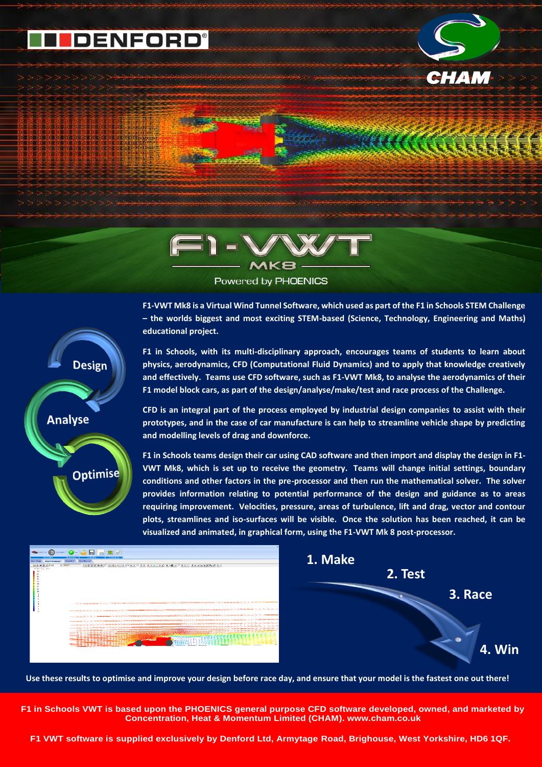DENFORD

CHAM

# F1-VWT

## MK8

Powered by PHOENICS

Design

Analyse

Optimise

**F1-VWT Mk8 is a Virtual Wind Tunnel Software, which used as part of the F1 in Schools STEM Challenge – the worlds biggest and most exciting STEM-based (Science, Technology, Engineering and Maths) educational project.**

**F1 in Schools, with its multi-disciplinary approach, encourages teams of students to learn about physics, aerodynamics, CFD (Computational Fluid Dynamics) and to apply that knowledge creatively and effectively. Teams use CFD software, such as F1-VWT Mk8, to analyse the aerodynamics of their F1 model block cars, as part of the design/analyse/make/test and race process of the Challenge.**

**CFD is an integral part of the process employed by industrial design companies to assist with their prototypes, and in the case of car manufacture is can help to streamline vehicle shape by predicting and modelling levels of drag and downforce.**

**F1 in Schools teams design their car using CAD software and then import and display the design in F1-VWT Mk8, which is set up to receive the geometry. Teams will change initial settings, boundary conditions and other factors in the pre-processor and then run the mathematical solver. The solver provides information relating to potential performance of the design and guidance as to areas requiring improvement. Velocities, pressure, areas of turbulence, lift and drag, vector and contour plots, streamlines and iso-surfaces will be visible. Once the solution has been reached, it can be visualized and animated, in graphical form, using the F1-VWT Mk 8 post-processor.**

**1. Make**

**2. Test**

**3. Race**

**4. Win**

**Use these results to optimise and improve your design before race day, and ensure that your model is the fastest one out there!**

**F1 in Schools VWT is based upon the PHOENICS general purpose CFD software developed, owned, and marketed by Concentration, Heat & Momentum Limited (CHAM). www.cham.co.uk**

**F1 VWT software is supplied exclusively by Denford Ltd, Armytage Road, Brighouse, West Yorkshire, HD6 1QF.**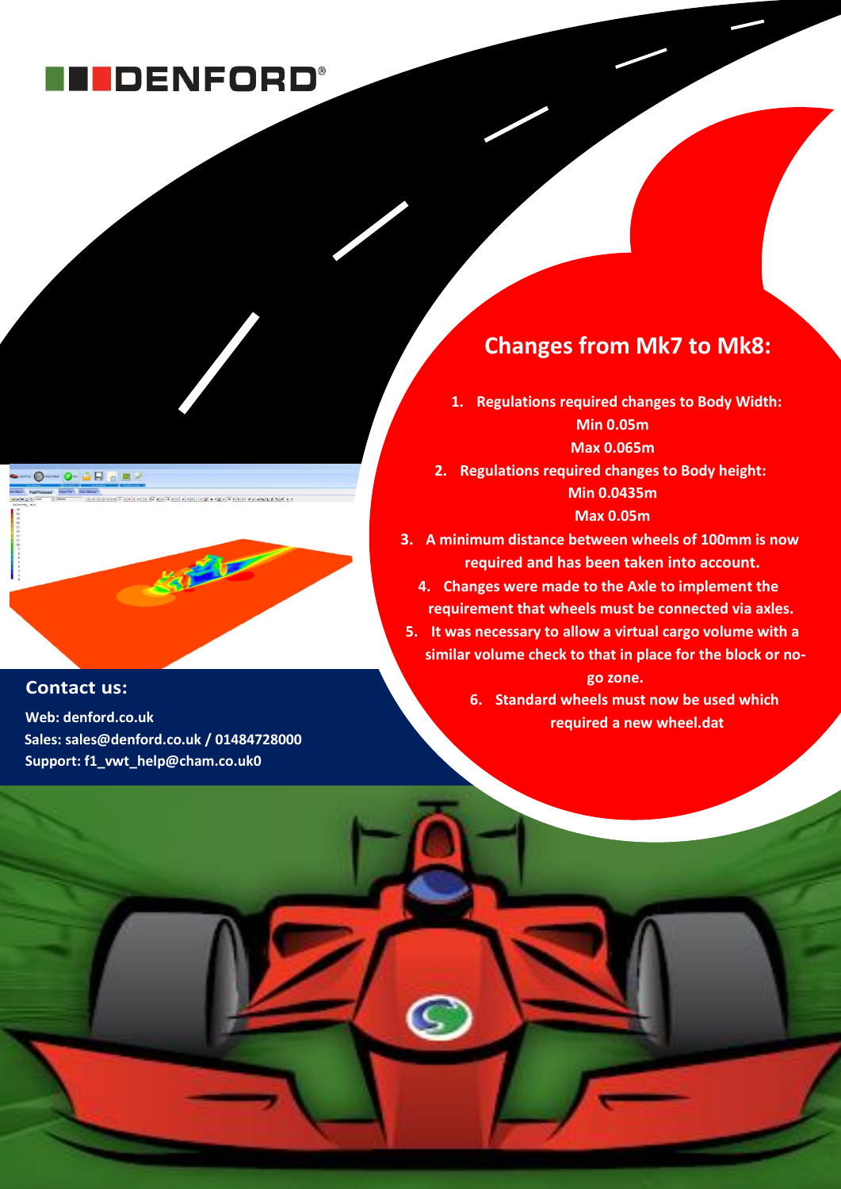DENFORD

## Changes from Mk7 to Mk8:

1. Regulations required changes to Body Width:
   Min 0.05m
   Max 0.065m
2. Regulations required changes to Body height:
   Min 0.0435m
   Max 0.05m
3. A minimum distance between wheels of 100mm is now required and has been taken into account.
4. Changes were made to the Axle to implement the requirement that wheels must be connected via axles.
5. It was necessary to allow a virtual cargo volume with a similar volume check to that in place for the block or no-go zone.
6. Standard wheels must now be used which required a new wheel.dat

**Contact us:**

**Web: denford.co.uk**

**Sales: sales@denford.co.uk / 01484728000**

**Support: f1_vwt_help@cham.co.uk0**